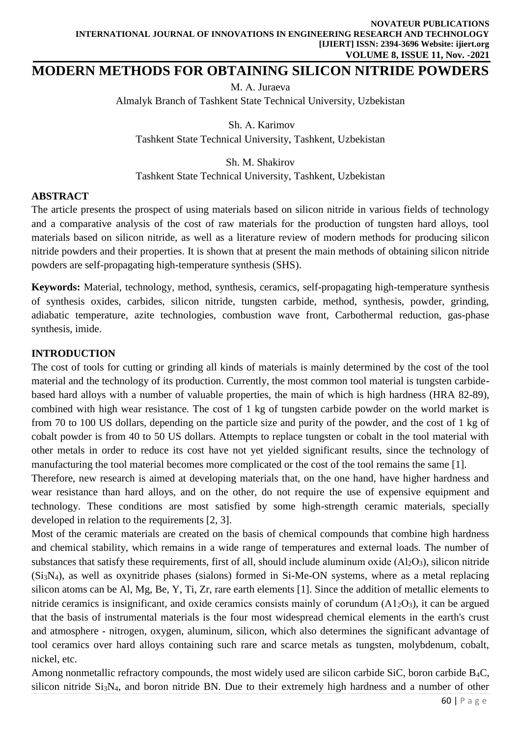# MODERN METHODS FOR OBTAINING SILICON NITRIDE POWDERS

M. A. Juraeva
Almalyk Branch of Tashkent State Technical University, Uzbekistan

Sh. A. Karimov
Tashkent State Technical University, Tashkent, Uzbekistan

Sh. M. Shakirov
Tashkent State Technical University, Tashkent, Uzbekistan

## ABSTRACT

The article presents the prospect of using materials based on silicon nitride in various fields of technology and a comparative analysis of the cost of raw materials for the production of tungsten hard alloys, tool materials based on silicon nitride, as well as a literature review of modern methods for producing silicon nitride powders and their properties. It is shown that at present the main methods of obtaining silicon nitride powders are self-propagating high-temperature synthesis (SHS).

**Keywords:** Material, technology, method, synthesis, ceramics, self-propagating high-temperature synthesis of synthesis oxides, carbides, silicon nitride, tungsten carbide, method, synthesis, powder, grinding, adiabatic temperature, azite technologies, combustion wave front, Carbothermal reduction, gas-phase synthesis, imide.

## INTRODUCTION

The cost of tools for cutting or grinding all kinds of materials is mainly determined by the cost of the tool material and the technology of its production. Currently, the most common tool material is tungsten carbide-based hard alloys with a number of valuable properties, the main of which is high hardness (HRA 82-89), combined with high wear resistance. The cost of 1 kg of tungsten carbide powder on the world market is from 70 to 100 US dollars, depending on the particle size and purity of the powder, and the cost of 1 kg of cobalt powder is from 40 to 50 US dollars. Attempts to replace tungsten or cobalt in the tool material with other metals in order to reduce its cost have not yet yielded significant results, since the technology of manufacturing the tool material becomes more complicated or the cost of the tool remains the same [1].

Therefore, new research is aimed at developing materials that, on the one hand, have higher hardness and wear resistance than hard alloys, and on the other, do not require the use of expensive equipment and technology. These conditions are most satisfied by some high-strength ceramic materials, specially developed in relation to the requirements [2, 3].

Most of the ceramic materials are created on the basis of chemical compounds that combine high hardness and chemical stability, which remains in a wide range of temperatures and external loads. The number of substances that satisfy these requirements, first of all, should include aluminum oxide ($Al_2O_3$), silicon nitride ($Si_3N_4$), as well as oxynitride phases (sialons) formed in Si-Me-ON systems, where as a metal replacing silicon atoms can be Al, Mg, Be, Y, Ti, Zr, rare earth elements [1]. Since the addition of metallic elements to nitride ceramics is insignificant, and oxide ceramics consists mainly of corundum ($A1_2O_3$), it can be argued that the basis of instrumental materials is the four most widespread chemical elements in the earth's crust and atmosphere - nitrogen, oxygen, aluminum, silicon, which also determines the significant advantage of tool ceramics over hard alloys containing such rare and scarce metals as tungsten, molybdenum, cobalt, nickel, etc.

Among nonmetallic refractory compounds, the most widely used are silicon carbide SiC, boron carbide $B_4C$, silicon nitride $Si_3N_4$, and boron nitride BN. Due to their extremely high hardness and a number of other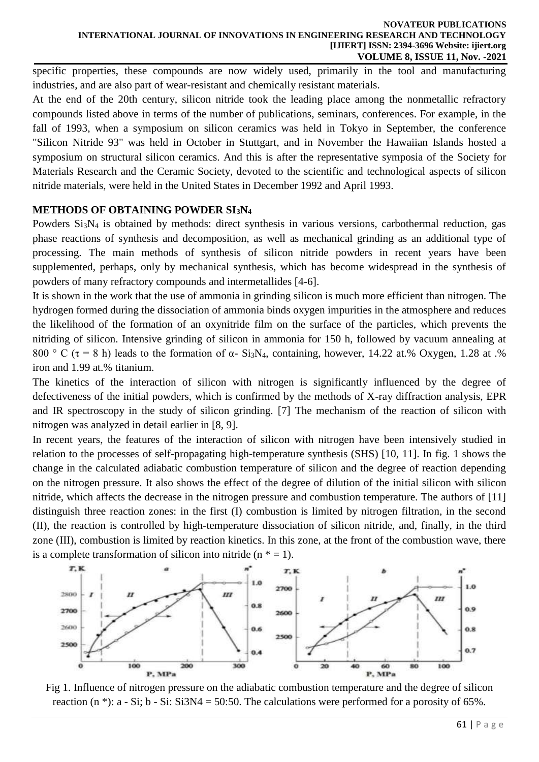specific properties, these compounds are now widely used, primarily in the tool and manufacturing industries, and are also part of wear-resistant and chemically resistant materials.

At the end of the 20th century, silicon nitride took the leading place among the nonmetallic refractory compounds listed above in terms of the number of publications, seminars, conferences. For example, in the fall of 1993, when a symposium on silicon ceramics was held in Tokyo in September, the conference "Silicon Nitride 93" was held in October in Stuttgart, and in November the Hawaiian Islands hosted a symposium on structural silicon ceramics. And this is after the representative symposia of the Society for Materials Research and the Ceramic Society, devoted to the scientific and technological aspects of silicon nitride materials, were held in the United States in December 1992 and April 1993.

## METHODS OF OBTAINING POWDER $SI_3N_4$

Powders $Si_3N_4$ is obtained by methods: direct synthesis in various versions, carbothermal reduction, gas phase reactions of synthesis and decomposition, as well as mechanical grinding as an additional type of processing. The main methods of synthesis of silicon nitride powders in recent years have been supplemented, perhaps, only by mechanical synthesis, which has become widespread in the synthesis of powders of many refractory compounds and intermetallides [4-6].

It is shown in the work that the use of ammonia in grinding silicon is much more efficient than nitrogen. The hydrogen formed during the dissociation of ammonia binds oxygen impurities in the atmosphere and reduces the likelihood of the formation of an oxynitride film on the surface of the particles, which prevents the nitriding of silicon. Intensive grinding of silicon in ammonia for 150 h, followed by vacuum annealing at 800 ° C ($\tau$ = 8 h) leads to the formation of $\alpha$- $Si_3N_4$, containing, however, 14.22 at.% Oxygen, 1.28 at .% iron and 1.99 at.% titanium.

The kinetics of the interaction of silicon with nitrogen is significantly influenced by the degree of defectiveness of the initial powders, which is confirmed by the methods of X-ray diffraction analysis, EPR and IR spectroscopy in the study of silicon grinding. [7] The mechanism of the reaction of silicon with nitrogen was analyzed in detail earlier in [8, 9].

In recent years, the features of the interaction of silicon with nitrogen have been intensively studied in relation to the processes of self-propagating high-temperature synthesis (SHS) [10, 11]. In fig. 1 shows the change in the calculated adiabatic combustion temperature of silicon and the degree of reaction depending on the nitrogen pressure. It also shows the effect of the degree of dilution of the initial silicon with silicon nitride, which affects the decrease in the nitrogen pressure and combustion temperature. The authors of [11] distinguish three reaction zones: in the first (I) combustion is limited by nitrogen filtration, in the second (II), the reaction is controlled by high-temperature dissociation of silicon nitride, and, finally, in the third zone (III), combustion is limited by reaction kinetics. In this zone, at the front of the combustion wave, there is a complete transformation of silicon into nitride ($n^*$ = 1).

Fig 1. Influence of nitrogen pressure on the adiabatic combustion temperature and the degree of silicon reaction ($n^*$): a - Si; b - Si: $Si_3N_4$ = 50:50. The calculations were performed for a porosity of 65%.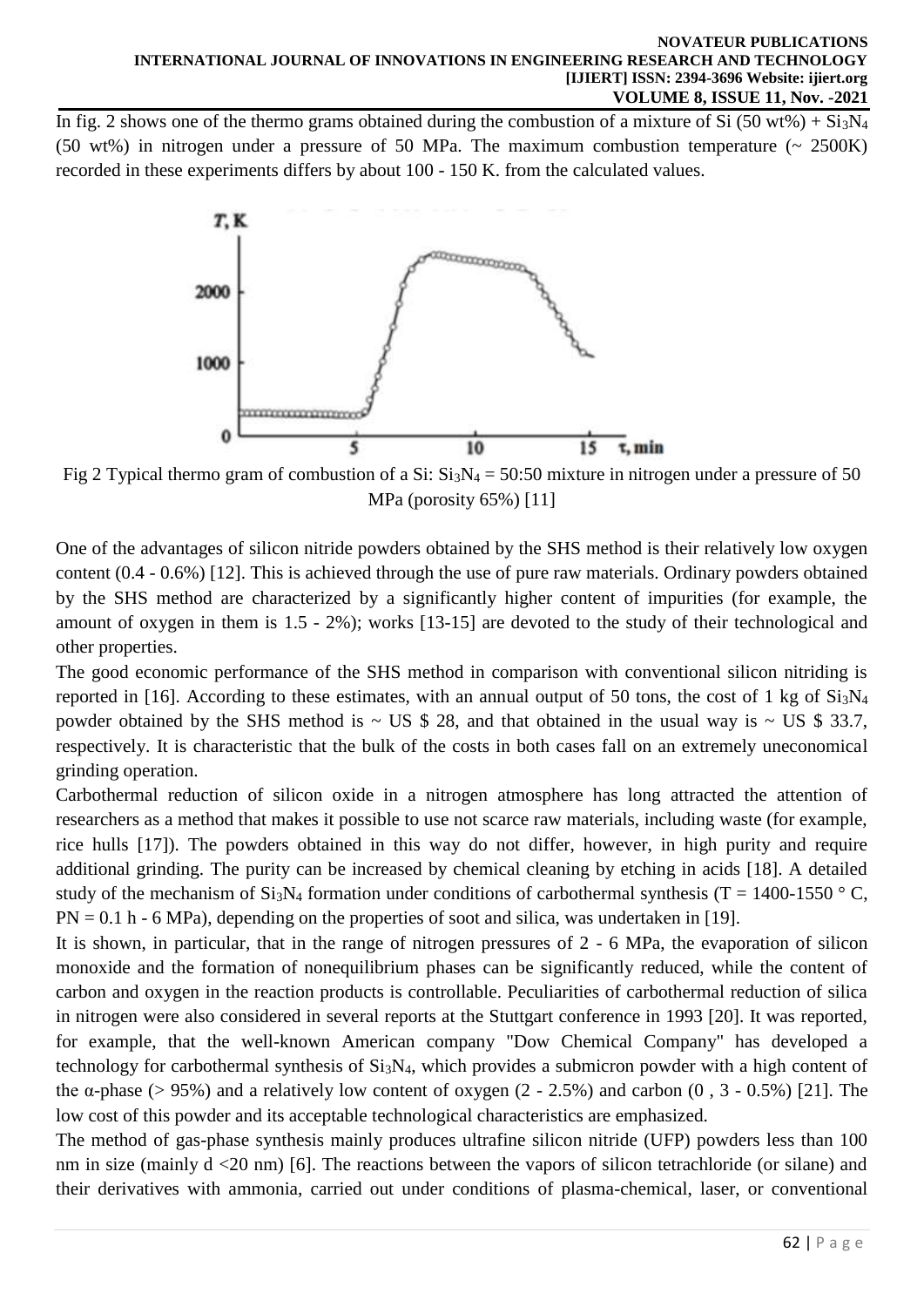In fig. 2 shows one of the thermo grams obtained during the combustion of a mixture of Si (50 wt%) + $Si_3N_4$ (50 wt%) in nitrogen under a pressure of 50 MPa. The maximum combustion temperature (~ 2500K) recorded in these experiments differs by about 100 - 150 K. from the calculated values.

Fig 2 Typical thermo gram of combustion of a Si: $Si_3N_4$ = 50:50 mixture in nitrogen under a pressure of 50 MPa (porosity 65%) [11]

One of the advantages of silicon nitride powders obtained by the SHS method is their relatively low oxygen content (0.4 - 0.6%) [12]. This is achieved through the use of pure raw materials. Ordinary powders obtained by the SHS method are characterized by a significantly higher content of impurities (for example, the amount of oxygen in them is 1.5 - 2%); works [13-15] are devoted to the study of their technological and other properties.

The good economic performance of the SHS method in comparison with conventional silicon nitriding is reported in [16]. According to these estimates, with an annual output of 50 tons, the cost of 1 kg of $Si_3N_4$ powder obtained by the SHS method is ~ US $ 28, and that obtained in the usual way is ~ US $ 33.7, respectively. It is characteristic that the bulk of the costs in both cases fall on an extremely uneconomical grinding operation.

Carbothermal reduction of silicon oxide in a nitrogen atmosphere has long attracted the attention of researchers as a method that makes it possible to use not scarce raw materials, including waste (for example, rice hulls [17]). The powders obtained in this way do not differ, however, in high purity and require additional grinding. The purity can be increased by chemical cleaning by etching in acids [18]. A detailed study of the mechanism of $Si_3N_4$ formation under conditions of carbothermal synthesis (T = 1400-1550 ° C, PN = 0.1 h - 6 MPa), depending on the properties of soot and silica, was undertaken in [19].

It is shown, in particular, that in the range of nitrogen pressures of 2 - 6 MPa, the evaporation of silicon monoxide and the formation of nonequilibrium phases can be significantly reduced, while the content of carbon and oxygen in the reaction products is controllable. Peculiarities of carbothermal reduction of silica in nitrogen were also considered in several reports at the Stuttgart conference in 1993 [20]. It was reported, for example, that the well-known American company "Dow Chemical Company" has developed a technology for carbothermal synthesis of $Si_3N_4$, which provides a submicron powder with a high content of the α-phase (> 95%) and a relatively low content of oxygen (2 - 2.5%) and carbon (0 , 3 - 0.5%) [21]. The low cost of this powder and its acceptable technological characteristics are emphasized.

The method of gas-phase synthesis mainly produces ultrafine silicon nitride (UFP) powders less than 100 nm in size (mainly d <20 nm) [6]. The reactions between the vapors of silicon tetrachloride (or silane) and their derivatives with ammonia, carried out under conditions of plasma-chemical, laser, or conventional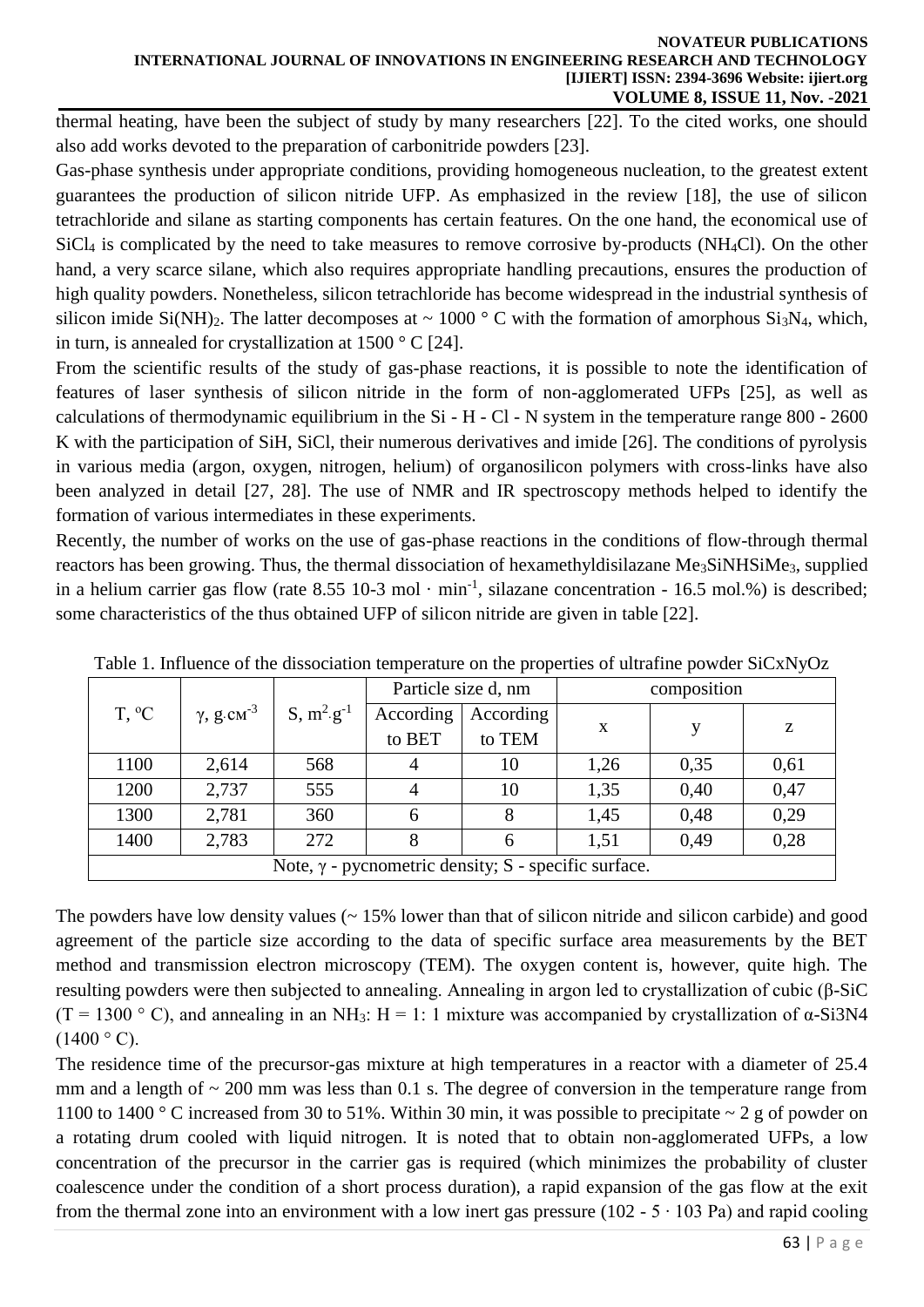thermal heating, have been the subject of study by many researchers [22]. To the cited works, one should also add works devoted to the preparation of carbonitride powders [23].

Gas-phase synthesis under appropriate conditions, providing homogeneous nucleation, to the greatest extent guarantees the production of silicon nitride UFP. As emphasized in the review [18], the use of silicon tetrachloride and silane as starting components has certain features. On the one hand, the economical use of $SiCl_4$ is complicated by the need to take measures to remove corrosive by-products ($NH_4Cl$). On the other hand, a very scarce silane, which also requires appropriate handling precautions, ensures the production of high quality powders. Nonetheless, silicon tetrachloride has become widespread in the industrial synthesis of silicon imide $Si(NH)_2$. The latter decomposes at ~ 1000 ° C with the formation of amorphous $Si_3N_4$, which, in turn, is annealed for crystallization at 1500 ° C [24].

From the scientific results of the study of gas-phase reactions, it is possible to note the identification of features of laser synthesis of silicon nitride in the form of non-agglomerated UFPs [25], as well as calculations of thermodynamic equilibrium in the Si - H - Cl - N system in the temperature range 800 - 2600 K with the participation of SiH, SiCl, their numerous derivatives and imide [26]. The conditions of pyrolysis in various media (argon, oxygen, nitrogen, helium) of organosilicon polymers with cross-links have also been analyzed in detail [27, 28]. The use of NMR and IR spectroscopy methods helped to identify the formation of various intermediates in these experiments.

Recently, the number of works on the use of gas-phase reactions in the conditions of flow-through thermal reactors has been growing. Thus, the thermal dissociation of hexamethyldisilazane $Me_3SiNHSiMe_3$, supplied in a helium carrier gas flow (rate 8.55 10-3 mol · $min^{-1}$, silazane concentration - 16.5 mol.%) is described; some characteristics of the thus obtained UFP of silicon nitride are given in table [22].

Table 1. Influence of the dissociation temperature on the properties of ultrafine powder SiCxNyOz

| T, °C | γ, g·cm$^{-3}$ | S, m$^2$·g$^{-1}$ | Particle size d, nm | | composition | | |
|---|---|---|---|---|---|---|---|
| | | | According to BET | According to TEM | x | y | z |
| 1100 | 2,614 | 568 | 4 | 10 | 1,26 | 0,35 | 0,61 |
| 1200 | 2,737 | 555 | 4 | 10 | 1,35 | 0,40 | 0,47 |
| 1300 | 2,781 | 360 | 6 | 8 | 1,45 | 0,48 | 0,29 |
| 1400 | 2,783 | 272 | 8 | 6 | 1,51 | 0,49 | 0,28 |
| Note, γ - pycnometric density; S - specific surface. | | | | | | | |

The powders have low density values (~ 15% lower than that of silicon nitride and silicon carbide) and good agreement of the particle size according to the data of specific surface area measurements by the BET method and transmission electron microscopy (TEM). The oxygen content is, however, quite high. The resulting powders were then subjected to annealing. Annealing in argon led to crystallization of cubic (β-SiC (T = 1300 ° C), and annealing in an $NH_3$: H = 1: 1 mixture was accompanied by crystallization of α-Si3N4 (1400 ° C).

The residence time of the precursor-gas mixture at high temperatures in a reactor with a diameter of 25.4 mm and a length of ~ 200 mm was less than 0.1 s. The degree of conversion in the temperature range from 1100 to 1400 ° C increased from 30 to 51%. Within 30 min, it was possible to precipitate ~ 2 g of powder on a rotating drum cooled with liquid nitrogen. It is noted that to obtain non-agglomerated UFPs, a low concentration of the precursor in the carrier gas is required (which minimizes the probability of cluster coalescence under the condition of a short process duration), a rapid expansion of the gas flow at the exit from the thermal zone into an environment with a low inert gas pressure (102 - 5 · 103 Pa) and rapid cooling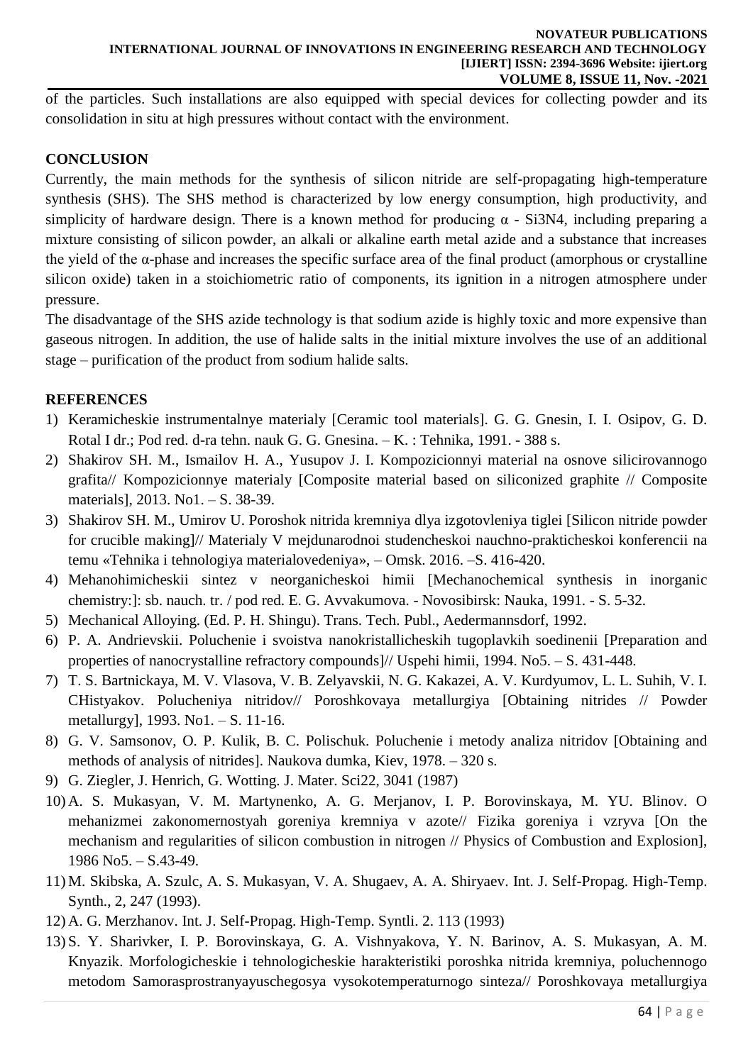of the particles. Such installations are also equipped with special devices for collecting powder and its consolidation in situ at high pressures without contact with the environment.

## CONCLUSION

Currently, the main methods for the synthesis of silicon nitride are self-propagating high-temperature synthesis (SHS). The SHS method is characterized by low energy consumption, high productivity, and simplicity of hardware design. There is a known method for producing α - $Si_3N_4$, including preparing a mixture consisting of silicon powder, an alkali or alkaline earth metal azide and a substance that increases the yield of the α-phase and increases the specific surface area of the final product (amorphous or crystalline silicon oxide) taken in a stoichiometric ratio of components, its ignition in a nitrogen atmosphere under pressure.

The disadvantage of the SHS azide technology is that sodium azide is highly toxic and more expensive than gaseous nitrogen. In addition, the use of halide salts in the initial mixture involves the use of an additional stage – purification of the product from sodium halide salts.

## REFERENCES

1) Keramicheskie instrumentalnye materialy [Ceramic tool materials]. G. G. Gnesin, I. I. Osipov, G. D. Rotal I dr.; Pod red. d-ra tehn. nauk G. G. Gnesina. – K. : Tehnika, 1991. - 388 s.
2) Shakirov SH. M., Ismailov H. A., Yusupov J. I. Kompozicionnyi material na osnove silicirovannogo grafita// Kompozicionnye materialy [Composite material based on siliconized graphite // Composite materials], 2013. No1. – S. 38-39.
3) Shakirov SH. M., Umirov U. Poroshok nitrida kremniya dlya izgotovleniya tiglei [Silicon nitride powder for crucible making]// Materialy V mejdunarodnoi studencheskoi nauchno-prakticheskoi konferencii na temu «Tehnika i tehnologiya materialovedeniya», – Omsk. 2016. –S. 416-420.
4) Mehanohimicheskii sintez v neorganicheskoi himii [Mechanochemical synthesis in inorganic chemistry:]: sb. nauch. tr. / pod red. E. G. Avvakumova. - Novosibirsk: Nauka, 1991. - S. 5-32.
5) Mechanical Alloying. (Ed. P. H. Shingu). Trans. Tech. Publ., Aedermannsdorf, 1992.
6) P. A. Andrievskii. Poluchenie i svoistva nanokristallicheskih tugoplavkih soedinenii [Preparation and properties of nanocrystalline refractory compounds]// Uspehi himii, 1994. No5. – S. 431-448.
7) T. S. Bartnickaya, M. V. Vlasova, V. B. Zelyavskii, N. G. Kakazei, A. V. Kurdyumov, L. L. Suhih, V. I. CHistyakov. Polucheniya nitridov// Poroshkovaya metallurgiya [Obtaining nitrides // Powder metallurgy], 1993. No1. – S. 11-16.
8) G. V. Samsonov, O. P. Kulik, B. C. Polischuk. Poluchenie i metody analiza nitridov [Obtaining and methods of analysis of nitrides]. Naukova dumka, Kiev, 1978. – 320 s.
9) G. Ziegler, J. Henrich, G. Wotting. J. Mater. Sci22, 3041 (1987)
10) A. S. Mukasyan, V. M. Martynenko, A. G. Merjanov, I. P. Borovinskaya, M. YU. Blinov. O mehanizmei zakonomernostyah goreniya kremniya v azote// Fizika goreniya i vzryva [On the mechanism and regularities of silicon combustion in nitrogen // Physics of Combustion and Explosion], 1986 No5. – S.43-49.
11) M. Skibska, A. Szulc, A. S. Mukasyan, V. A. Shugaev, A. A. Shiryaev. Int. J. Self-Propag. High-Temp. Synth., 2, 247 (1993).
12) A. G. Merzhanov. Int. J. Self-Propag. High-Temp. Syntli. 2. 113 (1993)
13) S. Y. Sharivker, I. P. Borovinskaya, G. A. Vishnyakova, Y. N. Barinov, A. S. Mukasyan, A. M. Knyazik. Morfologicheskie i tehnologicheskie harakteristiki poroshka nitrida kremniya, poluchennogo metodom Samorasprostranyayuschegosya vysokotemperaturnogo sinteza// Poroshkovaya metallurgiya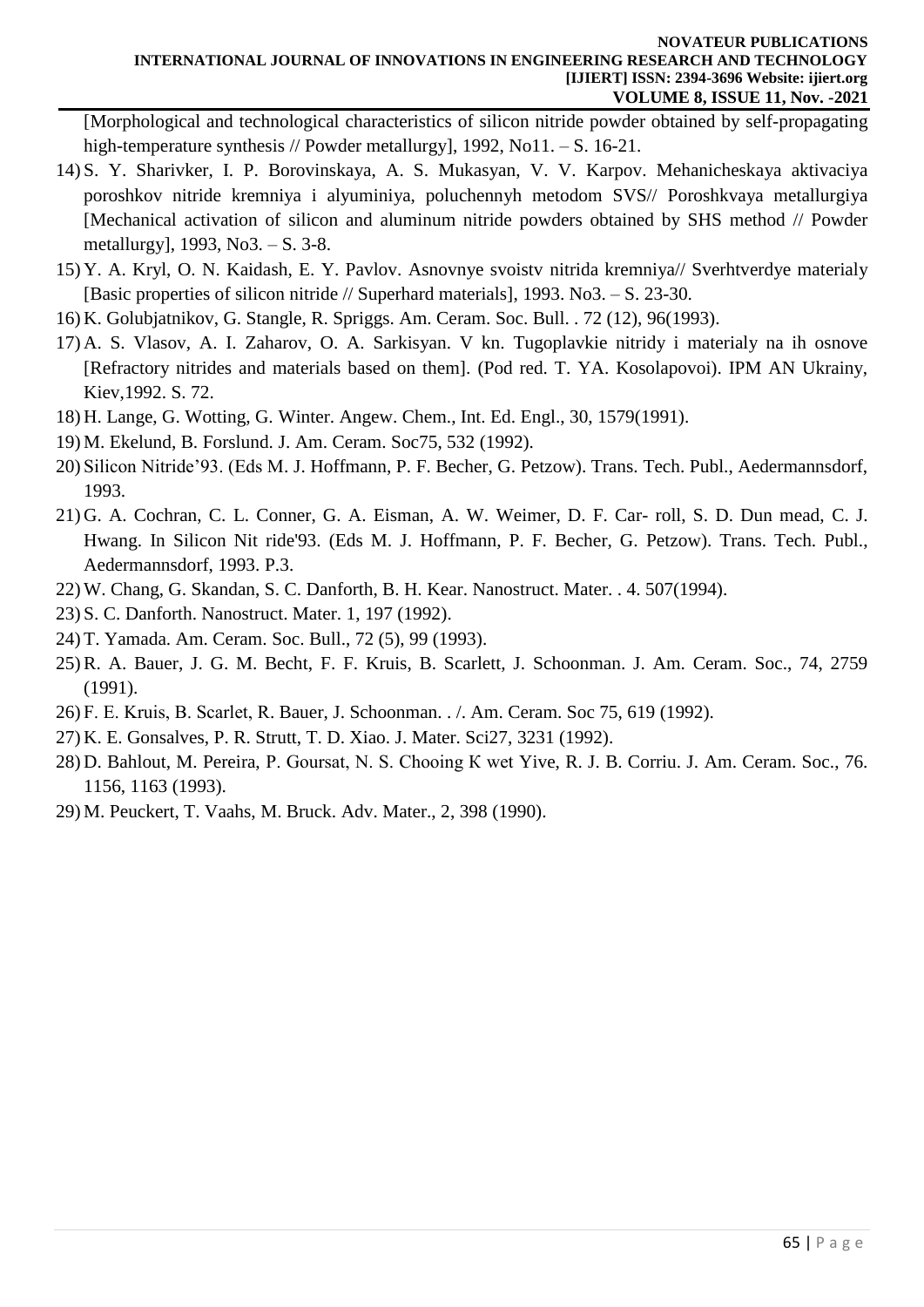[Morphological and technological characteristics of silicon nitride powder obtained by self-propagating high-temperature synthesis // Powder metallurgy], 1992, No11. – S. 16-21.

14) S. Y. Sharivker, I. P. Borovinskaya, A. S. Mukasyan, V. V. Karpov. Mehanicheskaya aktivaciya poroshkov nitride kremniya i alyuminiya, poluchennyh metodom SVS// Poroshkvaya metallurgiya [Mechanical activation of silicon and aluminum nitride powders obtained by SHS method // Powder metallurgy], 1993, No3. – S. 3-8.
15) Y. A. Kryl, O. N. Kaidash, E. Y. Pavlov. Asnovnye svoistv nitrida kremniya// Sverhtverdye materialy [Basic properties of silicon nitride // Superhard materials], 1993. No3. – S. 23-30.
16) K. Golubjatnikov, G. Stangle, R. Spriggs. Am. Ceram. Soc. Bull. . 72 (12), 96(1993).
17) A. S. Vlasov, A. I. Zaharov, O. A. Sarkisyan. V kn. Tugoplavkie nitridy i materialy na ih osnove [Refractory nitrides and materials based on them]. (Pod red. T. YA. Kosolapovoi). IPM AN Ukrainy, Kiev,1992. S. 72.
18) H. Lange, G. Wotting, G. Winter. Angew. Chem., Int. Ed. Engl., 30, 1579(1991).
19) M. Ekelund, B. Forslund. J. Am. Ceram. Soc75, 532 (1992).
20) Silicon Nitride'93. (Eds M. J. Hoffmann, P. F. Becher, G. Petzow). Trans. Tech. Publ., Aedermannsdorf, 1993.
21) G. A. Cochran, C. L. Conner, G. A. Eisman, A. W. Weimer, D. F. Car- roll, S. D. Dun mead, C. J. Hwang. In Silicon Nit ride'93. (Eds M. J. Hoffmann, P. F. Becher, G. Petzow). Trans. Tech. Publ., Aedermannsdorf, 1993. P.3.
22) W. Chang, G. Skandan, S. C. Danforth, B. H. Kear. Nanostruct. Mater. . 4. 507(1994).
23) S. C. Danforth. Nanostruct. Mater. 1, 197 (1992).
24) T. Yamada. Am. Ceram. Soc. Bull., 72 (5), 99 (1993).
25) R. A. Bauer, J. G. M. Becht, F. F. Kruis, B. Scarlett, J. Schoonman. J. Am. Ceram. Soc., 74, 2759 (1991).
26) F. E. Kruis, B. Scarlet, R. Bauer, J. Schoonman. . /. Am. Ceram. Soc 75, 619 (1992).
27) K. E. Gonsalves, P. R. Strutt, T. D. Xiao. J. Mater. Sci27, 3231 (1992).
28) D. Bahlout, M. Pereira, P. Goursat, N. S. Chooing К wet Yive, R. J. B. Corriu. J. Am. Ceram. Soc., 76. 1156, 1163 (1993).
29) M. Peuckert, T. Vaahs, M. Bruck. Adv. Mater., 2, 398 (1990).